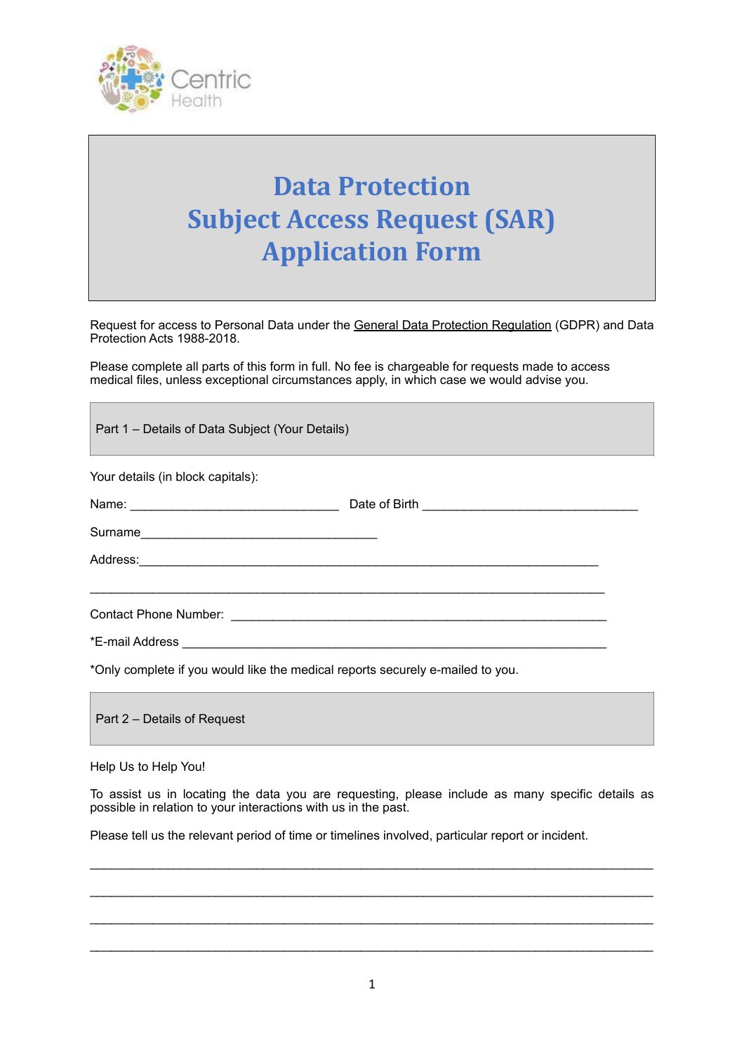Centric Health

# Data Protection
# Subject Access Request (SAR)
# Application Form

Request for access to Personal Data under the General Data Protection Regulation (GDPR) and Data Protection Acts 1988-2018.

Please complete all parts of this form in full. No fee is chargeable for requests made to access medical files, unless exceptional circumstances apply, in which case we would advise you.

## Part 1 – Details of Data Subject (Your Details)

Your details (in block capitals):

Name: ______________________________ Date of Birth ______________________________

Surname_________________________________

Address:_________________________________________________________________

_____________________________________________________________________

Contact Phone Number: _____________________________________________________

*E-mail Address _______________________________________________________________

*Only complete if you would like the medical reports securely e-mailed to you.

## Part 2 – Details of Request

Help Us to Help You!

To assist us in locating the data you are requesting, please include as many specific details as possible in relation to your interactions with us in the past.

Please tell us the relevant period of time or timelines involved, particular report or incident.

_____________________________________________________________________________

_____________________________________________________________________________

_____________________________________________________________________________

_____________________________________________________________________________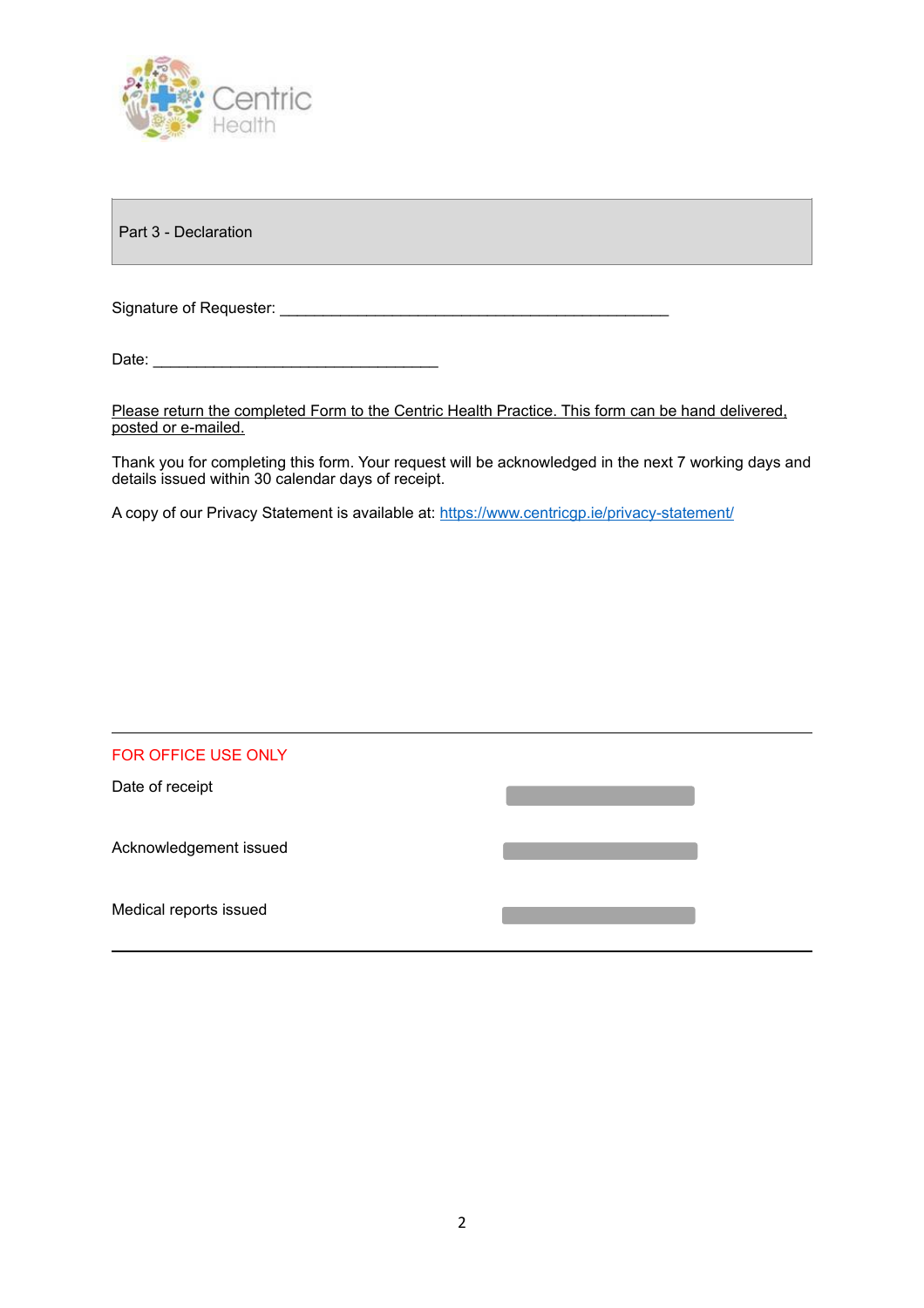## Part 3 - Declaration

Signature of Requester: ______________________________________________

Date: __________________________________

Please return the completed Form to the Centric Health Practice. This form can be hand delivered, posted or e-mailed.

Thank you for completing this form. Your request will be acknowledged in the next 7 working days and details issued within 30 calendar days of receipt.

A copy of our Privacy Statement is available at: [https://www.centricgp.ie/privacy-statement/](https://www.centricgp.ie/privacy-statement/)

---

FOR OFFICE USE ONLY

| | |
|---|---|
| Date of receipt | |
| Acknowledgement issued | |
| Medical reports issued | |